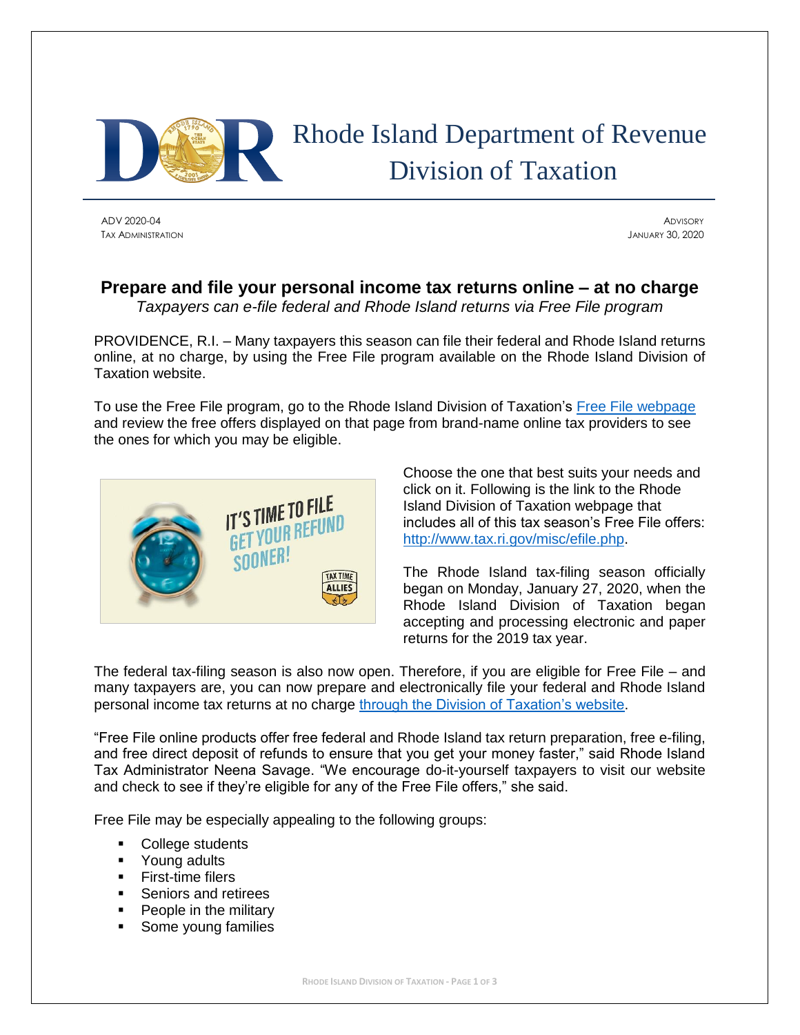Rhode Island Department of Revenue
Division of Taxation

ADV 2020-04
TAX ADMINISTRATION

ADVISORY
JANUARY 30, 2020

# Prepare and file your personal income tax returns online – at no charge

*Taxpayers can e-file federal and Rhode Island returns via Free File program*

PROVIDENCE, R.I. – Many taxpayers this season can file their federal and Rhode Island returns online, at no charge, by using the Free File program available on the Rhode Island Division of Taxation website.

To use the Free File program, go to the Rhode Island Division of Taxation's Free File webpage and review the free offers displayed on that page from brand-name online tax providers to see the ones for which you may be eligible.

Choose the one that best suits your needs and click on it. Following is the link to the Rhode Island Division of Taxation webpage that includes all of this tax season's Free File offers: http://www.tax.ri.gov/misc/efile.php.

The Rhode Island tax-filing season officially began on Monday, January 27, 2020, when the Rhode Island Division of Taxation began accepting and processing electronic and paper returns for the 2019 tax year.

The federal tax-filing season is also now open. Therefore, if you are eligible for Free File – and many taxpayers are, you can now prepare and electronically file your federal and Rhode Island personal income tax returns at no charge through the Division of Taxation's website.

"Free File online products offer free federal and Rhode Island tax return preparation, free e-filing, and free direct deposit of refunds to ensure that you get your money faster," said Rhode Island Tax Administrator Neena Savage. "We encourage do-it-yourself taxpayers to visit our website and check to see if they're eligible for any of the Free File offers," she said.

Free File may be especially appealing to the following groups:

- College students
- Young adults
- First-time filers
- Seniors and retirees
- People in the military
- Some young families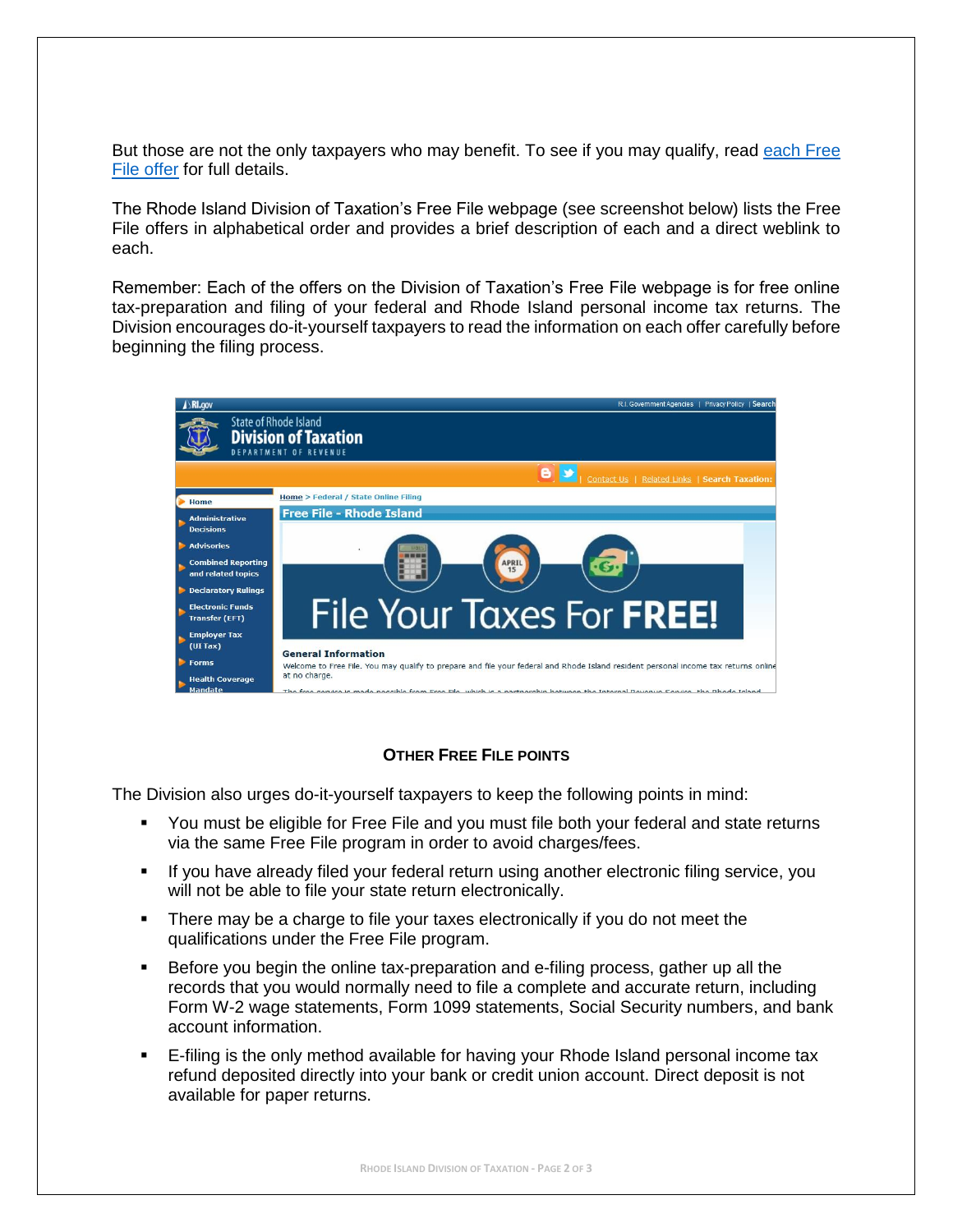But those are not the only taxpayers who may benefit. To see if you may qualify, read each Free File offer for full details.

The Rhode Island Division of Taxation's Free File webpage (see screenshot below) lists the Free File offers in alphabetical order and provides a brief description of each and a direct weblink to each.

Remember: Each of the offers on the Division of Taxation's Free File webpage is for free online tax-preparation and filing of your federal and Rhode Island personal income tax returns. The Division encourages do-it-yourself taxpayers to read the information on each offer carefully before beginning the filing process.

### Other Free File Points

The Division also urges do-it-yourself taxpayers to keep the following points in mind:

- You must be eligible for Free File and you must file both your federal and state returns via the same Free File program in order to avoid charges/fees.
- If you have already filed your federal return using another electronic filing service, you will not be able to file your state return electronically.
- There may be a charge to file your taxes electronically if you do not meet the qualifications under the Free File program.
- Before you begin the online tax-preparation and e-filing process, gather up all the records that you would normally need to file a complete and accurate return, including Form W-2 wage statements, Form 1099 statements, Social Security numbers, and bank account information.
- E-filing is the only method available for having your Rhode Island personal income tax refund deposited directly into your bank or credit union account. Direct deposit is not available for paper returns.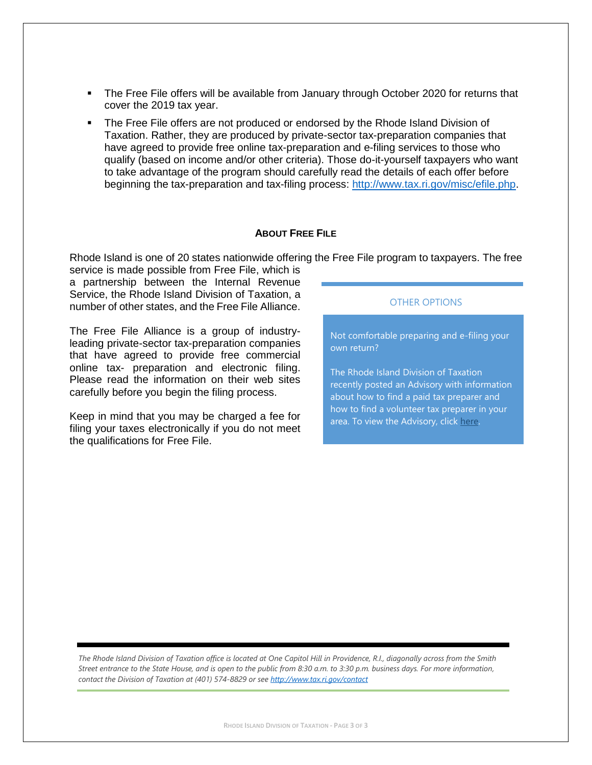- The Free File offers will be available from January through October 2020 for returns that cover the 2019 tax year.
- The Free File offers are not produced or endorsed by the Rhode Island Division of Taxation. Rather, they are produced by private-sector tax-preparation companies that have agreed to provide free online tax-preparation and e-filing services to those who qualify (based on income and/or other criteria). Those do-it-yourself taxpayers who want to take advantage of the program should carefully read the details of each offer before beginning the tax-preparation and tax-filing process: [http://www.tax.ri.gov/misc/efile.php](http://www.tax.ri.gov/misc/efile.php).

## About Free File

Rhode Island is one of 20 states nationwide offering the Free File program to taxpayers. The free service is made possible from Free File, which is a partnership between the Internal Revenue Service, the Rhode Island Division of Taxation, a number of other states, and the Free File Alliance.

The Free File Alliance is a group of industry-leading private-sector tax-preparation companies that have agreed to provide free commercial online tax- preparation and electronic filing. Please read the information on their web sites carefully before you begin the filing process.

Keep in mind that you may be charged a fee for filing your taxes electronically if you do not meet the qualifications for Free File.

### OTHER OPTIONS

Not comfortable preparing and e-filing your own return?

The Rhode Island Division of Taxation recently posted an Advisory with information about how to find a paid tax preparer and how to find a volunteer tax preparer in your area. To view the Advisory, click here.

*The Rhode Island Division of Taxation office is located at One Capitol Hill in Providence, R.I., diagonally across from the Smith Street entrance to the State House, and is open to the public from 8:30 a.m. to 3:30 p.m. business days. For more information, contact the Division of Taxation at (401) 574-8829 or see [http://www.tax.ri.gov/contact](http://www.tax.ri.gov/contact)*